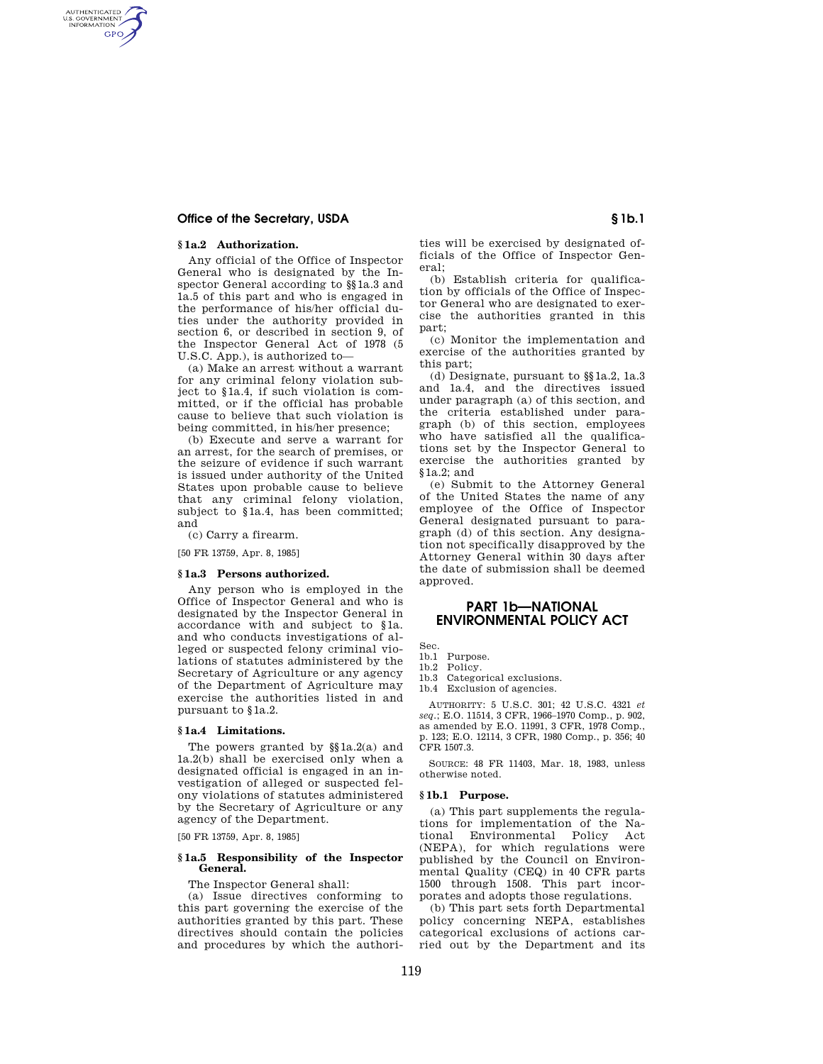### § 1a.2 Authorization.

Any official of the Office of Inspector General who is designated by the Inspector General according to §§ 1a.3 and 1a.5 of this part and who is engaged in the performance of his/her official duties under the authority provided in section 6, or described in section 9, of the Inspector General Act of 1978 (5 U.S.C. App.), is authorized to—

(a) Make an arrest without a warrant for any criminal felony violation subject to § 1a.4, if such violation is committed, or if the official has probable cause to believe that such violation is being committed, in his/her presence;

(b) Execute and serve a warrant for an arrest, for the search of premises, or the seizure of evidence if such warrant is issued under authority of the United States upon probable cause to believe that any criminal felony violation, subject to § 1a.4, has been committed; and

(c) Carry a firearm.

[50 FR 13759, Apr. 8, 1985]

### § 1a.3 Persons authorized.

Any person who is employed in the Office of Inspector General and who is designated by the Inspector General in accordance with and subject to § 1a. and who conducts investigations of alleged or suspected felony criminal violations of statutes administered by the Secretary of Agriculture or any agency of the Department of Agriculture may exercise the authorities listed in and pursuant to § 1a.2.

### § 1a.4 Limitations.

The powers granted by §§ 1a.2(a) and 1a.2(b) shall be exercised only when a designated official is engaged in an investigation of alleged or suspected felony violations of statutes administered by the Secretary of Agriculture or any agency of the Department.

[50 FR 13759, Apr. 8, 1985]

### § 1a.5 Responsibility of the Inspector General.

The Inspector General shall:

(a) Issue directives conforming to this part governing the exercise of the authorities granted by this part. These directives should contain the policies and procedures by which the authorities will be exercised by designated officials of the Office of Inspector General;

(b) Establish criteria for qualification by officials of the Office of Inspector General who are designated to exercise the authorities granted in this part;

(c) Monitor the implementation and exercise of the authorities granted by this part;

(d) Designate, pursuant to §§ 1a.2, 1a.3 and 1a.4, and the directives issued under paragraph (a) of this section, and the criteria established under paragraph (b) of this section, employees who have satisfied all the qualifications set by the Inspector General to exercise the authorities granted by § 1a.2; and

(e) Submit to the Attorney General of the United States the name of any employee of the Office of Inspector General designated pursuant to paragraph (d) of this section. Any designation not specifically disapproved by the Attorney General within 30 days after the date of submission shall be deemed approved.

## PART 1b—NATIONAL ENVIRONMENTAL POLICY ACT

Sec.
1b.1 Purpose.
1b.2 Policy.
1b.3 Categorical exclusions.
1b.4 Exclusion of agencies.

AUTHORITY: 5 U.S.C. 301; 42 U.S.C. 4321 *et seq.*; E.O. 11514, 3 CFR, 1966–1970 Comp., p. 902, as amended by E.O. 11991, 3 CFR, 1978 Comp., p. 123; E.O. 12114, 3 CFR, 1980 Comp., p. 356; 40 CFR 1507.3.

SOURCE: 48 FR 11403, Mar. 18, 1983, unless otherwise noted.

### § 1b.1 Purpose.

(a) This part supplements the regulations for implementation of the National Environmental Policy Act (NEPA), for which regulations were published by the Council on Environmental Quality (CEQ) in 40 CFR parts 1500 through 1508. This part incorporates and adopts those regulations.

(b) This part sets forth Departmental policy concerning NEPA, establishes categorical exclusions of actions carried out by the Department and its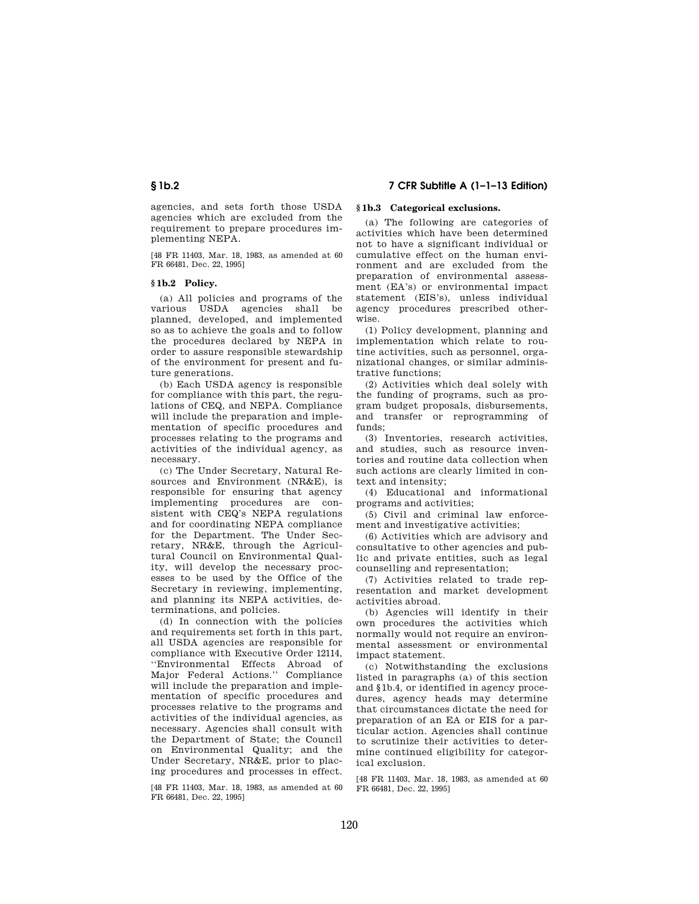agencies, and sets forth those USDA agencies which are excluded from the requirement to prepare procedures implementing NEPA.

[48 FR 11403, Mar. 18, 1983, as amended at 60 FR 66481, Dec. 22, 1995]

### § 1b.2 Policy.

(a) All policies and programs of the various USDA agencies shall be planned, developed, and implemented so as to achieve the goals and to follow the procedures declared by NEPA in order to assure responsible stewardship of the environment for present and future generations.

(b) Each USDA agency is responsible for compliance with this part, the regulations of CEQ, and NEPA. Compliance will include the preparation and implementation of specific procedures and processes relating to the programs and activities of the individual agency, as necessary.

(c) The Under Secretary, Natural Resources and Environment (NR&E), is responsible for ensuring that agency implementing procedures are consistent with CEQ's NEPA regulations and for coordinating NEPA compliance for the Department. The Under Secretary, NR&E, through the Agricultural Council on Environmental Quality, will develop the necessary processes to be used by the Office of the Secretary in reviewing, implementing, and planning its NEPA activities, determinations, and policies.

(d) In connection with the policies and requirements set forth in this part, all USDA agencies are responsible for compliance with Executive Order 12114, ''Environmental Effects Abroad of Major Federal Actions.'' Compliance will include the preparation and implementation of specific procedures and processes relative to the programs and activities of the individual agencies, as necessary. Agencies shall consult with the Department of State; the Council on Environmental Quality; and the Under Secretary, NR&E, prior to placing procedures and processes in effect.

[48 FR 11403, Mar. 18, 1983, as amended at 60 FR 66481, Dec. 22, 1995]

### § 1b.3 Categorical exclusions.

(a) The following are categories of activities which have been determined not to have a significant individual or cumulative effect on the human environment and are excluded from the preparation of environmental assessment (EA's) or environmental impact statement (EIS's), unless individual agency procedures prescribed otherwise.

(1) Policy development, planning and implementation which relate to routine activities, such as personnel, organizational changes, or similar administrative functions;

(2) Activities which deal solely with the funding of programs, such as program budget proposals, disbursements, and transfer or reprogramming of funds;

(3) Inventories, research activities, and studies, such as resource inventories and routine data collection when such actions are clearly limited in context and intensity;

(4) Educational and informational programs and activities;

(5) Civil and criminal law enforcement and investigative activities;

(6) Activities which are advisory and consultative to other agencies and public and private entities, such as legal counselling and representation;

(7) Activities related to trade representation and market development activities abroad.

(b) Agencies will identify in their own procedures the activities which normally would not require an environmental assessment or environmental impact statement.

(c) Notwithstanding the exclusions listed in paragraphs (a) of this section and §1b.4, or identified in agency procedures, agency heads may determine that circumstances dictate the need for preparation of an EA or EIS for a particular action. Agencies shall continue to scrutinize their activities to determine continued eligibility for categorical exclusion.

[48 FR 11403, Mar. 18, 1983, as amended at 60 FR 66481, Dec. 22, 1995]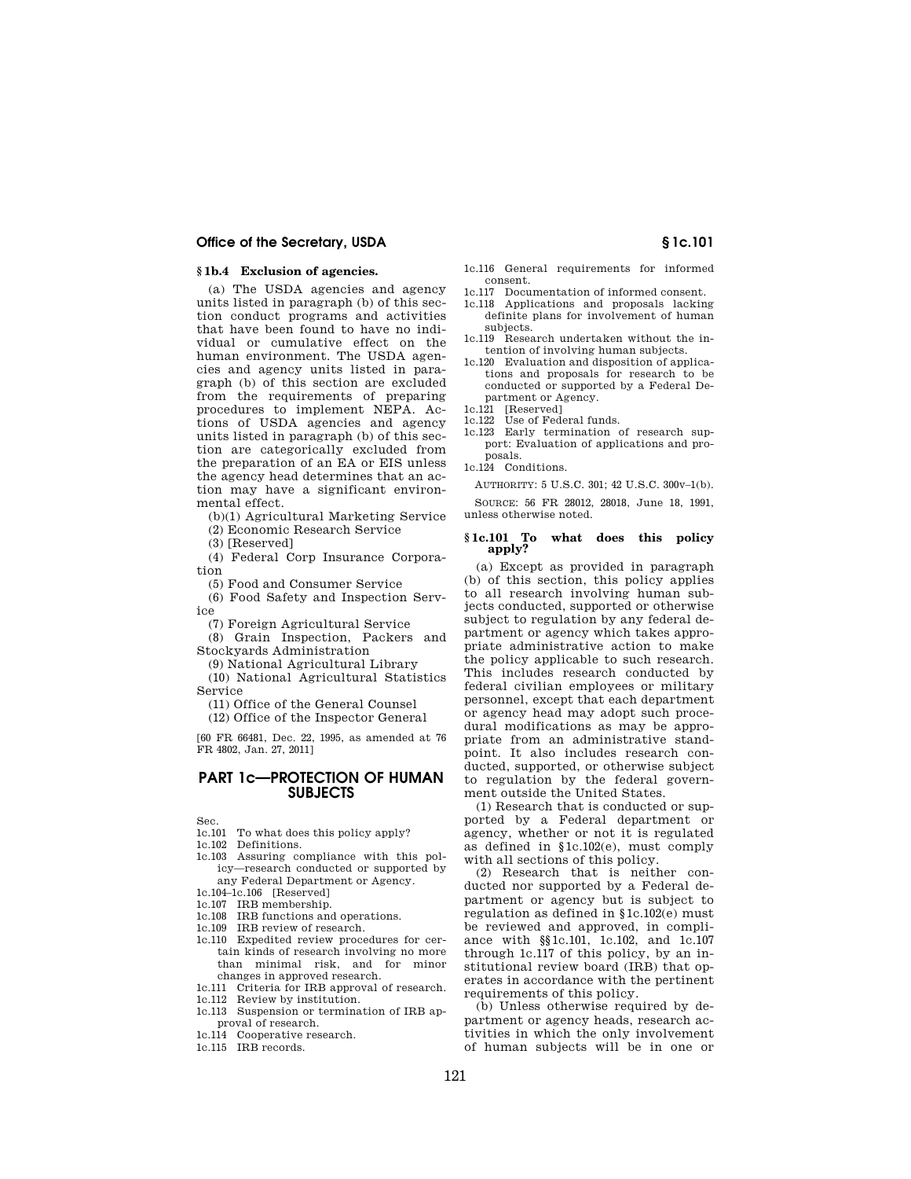### § 1b.4 Exclusion of agencies.

(a) The USDA agencies and agency units listed in paragraph (b) of this section conduct programs and activities that have been found to have no individual or cumulative effect on the human environment. The USDA agencies and agency units listed in paragraph (b) of this section are excluded from the requirements of preparing procedures to implement NEPA. Actions of USDA agencies and agency units listed in paragraph (b) of this section are categorically excluded from the preparation of an EA or EIS unless the agency head determines that an action may have a significant environmental effect.

(b)(1) Agricultural Marketing Service

(2) Economic Research Service

(3) [Reserved]

(4) Federal Corp Insurance Corporation

(5) Food and Consumer Service

(6) Food Safety and Inspection Service

(7) Foreign Agricultural Service

(8) Grain Inspection, Packers and Stockyards Administration

(9) National Agricultural Library

(10) National Agricultural Statistics Service

(11) Office of the General Counsel

(12) Office of the Inspector General

[60 FR 66481, Dec. 22, 1995, as amended at 76 FR 4802, Jan. 27, 2011]

## PART 1c—PROTECTION OF HUMAN SUBJECTS

Sec.

1c.101 To what does this policy apply?
1c.102 Definitions.
1c.103 Assuring compliance with this policy—research conducted or supported by any Federal Department or Agency.
1c.104–1c.106 [Reserved]
1c.107 IRB membership.
1c.108 IRB functions and operations.
1c.109 IRB review of research.
1c.110 Expedited review procedures for certain kinds of research involving no more than minimal risk, and for minor changes in approved research.
1c.111 Criteria for IRB approval of research.
1c.112 Review by institution.
1c.113 Suspension or termination of IRB approval of research.
1c.114 Cooperative research.
1c.115 IRB records.
1c.116 General requirements for informed consent.
1c.117 Documentation of informed consent.
1c.118 Applications and proposals lacking definite plans for involvement of human subjects.
1c.119 Research undertaken without the intention of involving human subjects.
1c.120 Evaluation and disposition of applications and proposals for research to be conducted or supported by a Federal Department or Agency.
1c.121 [Reserved]
1c.122 Use of Federal funds.
1c.123 Early termination of research support: Evaluation of applications and proposals.
1c.124 Conditions.

AUTHORITY: 5 U.S.C. 301; 42 U.S.C. 300v–1(b).

SOURCE: 56 FR 28012, 28018, June 18, 1991, unless otherwise noted.

### § 1c.101 To what does this policy apply?

(a) Except as provided in paragraph (b) of this section, this policy applies to all research involving human subjects conducted, supported or otherwise subject to regulation by any federal department or agency which takes appropriate administrative action to make the policy applicable to such research. This includes research conducted by federal civilian employees or military personnel, except that each department or agency head may adopt such procedural modifications as may be appropriate from an administrative standpoint. It also includes research conducted, supported, or otherwise subject to regulation by the federal government outside the United States.

(1) Research that is conducted or supported by a Federal department or agency, whether or not it is regulated as defined in §1c.102(e), must comply with all sections of this policy.

(2) Research that is neither conducted nor supported by a Federal department or agency but is subject to regulation as defined in §1c.102(e) must be reviewed and approved, in compliance with §§1c.101, 1c.102, and 1c.107 through 1c.117 of this policy, by an institutional review board (IRB) that operates in accordance with the pertinent requirements of this policy.

(b) Unless otherwise required by department or agency heads, research activities in which the only involvement of human subjects will be in one or